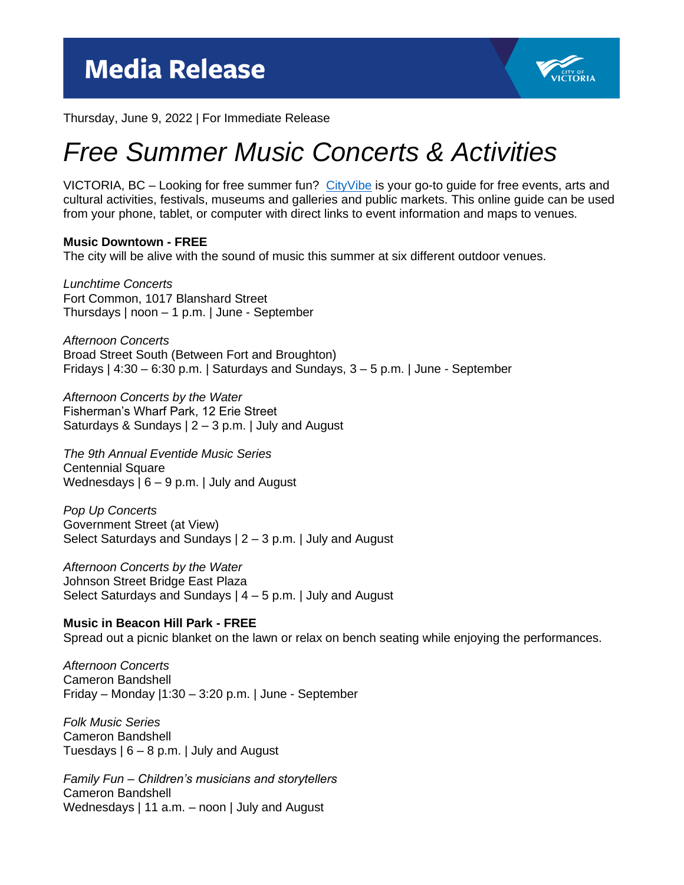# Media Release

Thursday, June 9, 2022 | For Immediate Release

# *Free Summer Music Concerts & Activities*

VICTORIA, BC – Looking for free summer fun? [CityVibe]() is your go-to guide for free events, arts and cultural activities, festivals, museums and galleries and public markets. This online guide can be used from your phone, tablet, or computer with direct links to event information and maps to venues.

**Music Downtown - FREE**
The city will be alive with the sound of music this summer at six different outdoor venues.

*Lunchtime Concerts*
Fort Common, 1017 Blanshard Street
Thursdays | noon – 1 p.m. | June - September

*Afternoon Concerts*
Broad Street South (Between Fort and Broughton)
Fridays | 4:30 – 6:30 p.m. | Saturdays and Sundays, 3 – 5 p.m. | June - September

*Afternoon Concerts by the Water*
Fisherman's Wharf Park, 12 Erie Street
Saturdays & Sundays | 2 – 3 p.m. | July and August

*The 9th Annual Eventide Music Series*
Centennial Square
Wednesdays | 6 – 9 p.m. | July and August

*Pop Up Concerts*
Government Street (at View)
Select Saturdays and Sundays | 2 – 3 p.m. | July and August

*Afternoon Concerts by the Water*
Johnson Street Bridge East Plaza
Select Saturdays and Sundays | 4 – 5 p.m. | July and August

**Music in Beacon Hill Park - FREE**
Spread out a picnic blanket on the lawn or relax on bench seating while enjoying the performances.

*Afternoon Concerts*
Cameron Bandshell
Friday – Monday |1:30 – 3:20 p.m. | June - September

*Folk Music Series*
Cameron Bandshell
Tuesdays | 6 – 8 p.m. | July and August

*Family Fun – Children's musicians and storytellers*
Cameron Bandshell
Wednesdays | 11 a.m. – noon | July and August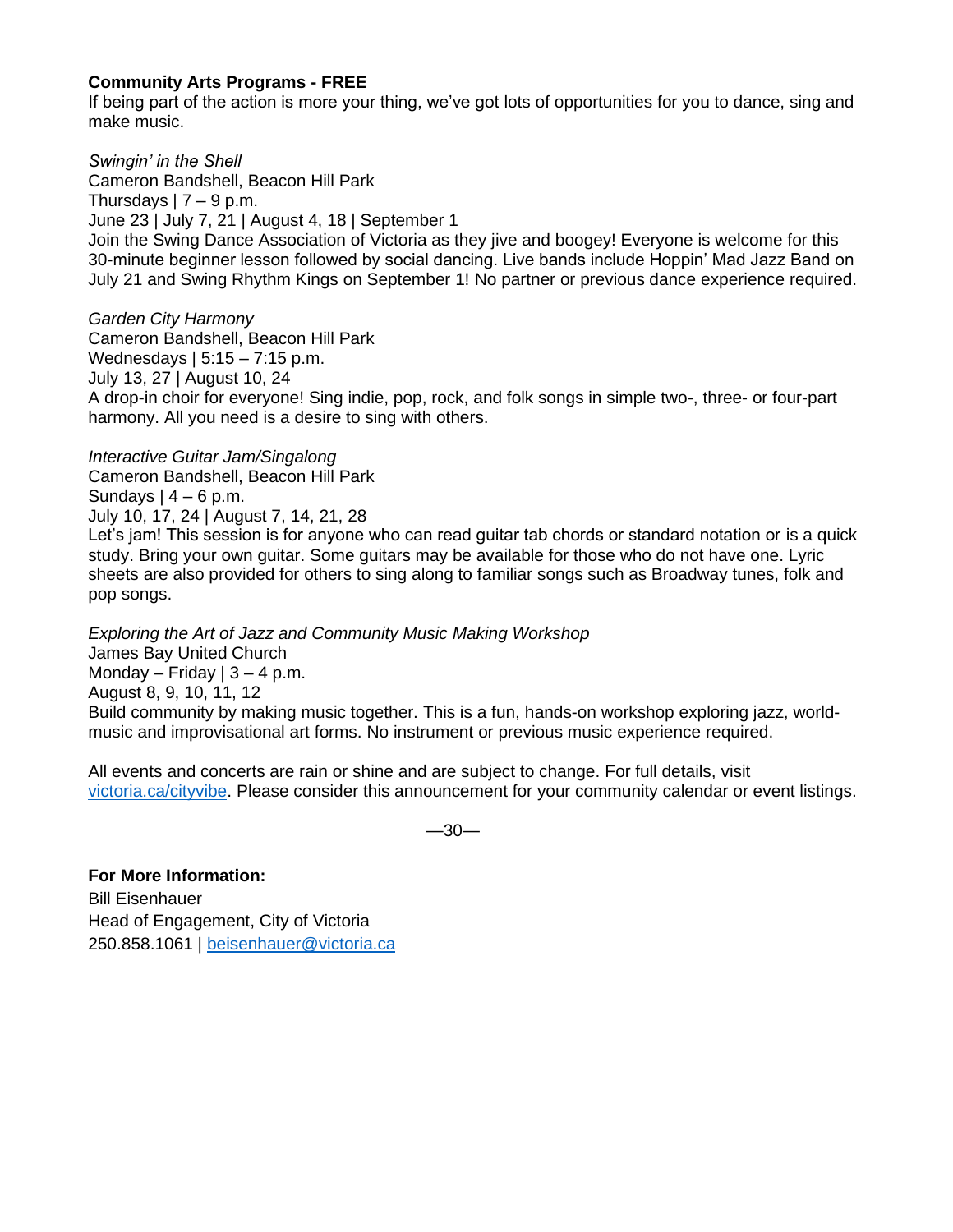**Community Arts Programs - FREE**

If being part of the action is more your thing, we've got lots of opportunities for you to dance, sing and make music.

*Swingin' in the Shell*
Cameron Bandshell, Beacon Hill Park
Thursdays | 7 – 9 p.m.
June 23 | July 7, 21 | August 4, 18 | September 1
Join the Swing Dance Association of Victoria as they jive and boogey! Everyone is welcome for this 30-minute beginner lesson followed by social dancing. Live bands include Hoppin' Mad Jazz Band on July 21 and Swing Rhythm Kings on September 1! No partner or previous dance experience required.

*Garden City Harmony*
Cameron Bandshell, Beacon Hill Park
Wednesdays | 5:15 – 7:15 p.m.
July 13, 27 | August 10, 24
A drop-in choir for everyone! Sing indie, pop, rock, and folk songs in simple two-, three- or four-part harmony. All you need is a desire to sing with others.

*Interactive Guitar Jam/Singalong*
Cameron Bandshell, Beacon Hill Park
Sundays | 4 – 6 p.m.
July 10, 17, 24 | August 7, 14, 21, 28
Let's jam! This session is for anyone who can read guitar tab chords or standard notation or is a quick study. Bring your own guitar. Some guitars may be available for those who do not have one. Lyric sheets are also provided for others to sing along to familiar songs such as Broadway tunes, folk and pop songs.

*Exploring the Art of Jazz and Community Music Making Workshop*
James Bay United Church
Monday – Friday | 3 – 4 p.m.
August 8, 9, 10, 11, 12
Build community by making music together. This is a fun, hands-on workshop exploring jazz, world-music and improvisational art forms. No instrument or previous music experience required.

All events and concerts are rain or shine and are subject to change. For full details, visit [victoria.ca/cityvibe](victoria.ca/cityvibe). Please consider this announcement for your community calendar or event listings.

—30—

**For More Information:**
Bill Eisenhauer
Head of Engagement, City of Victoria
250.858.1061 | [beisenhauer@victoria.ca](mailto:beisenhauer@victoria.ca)